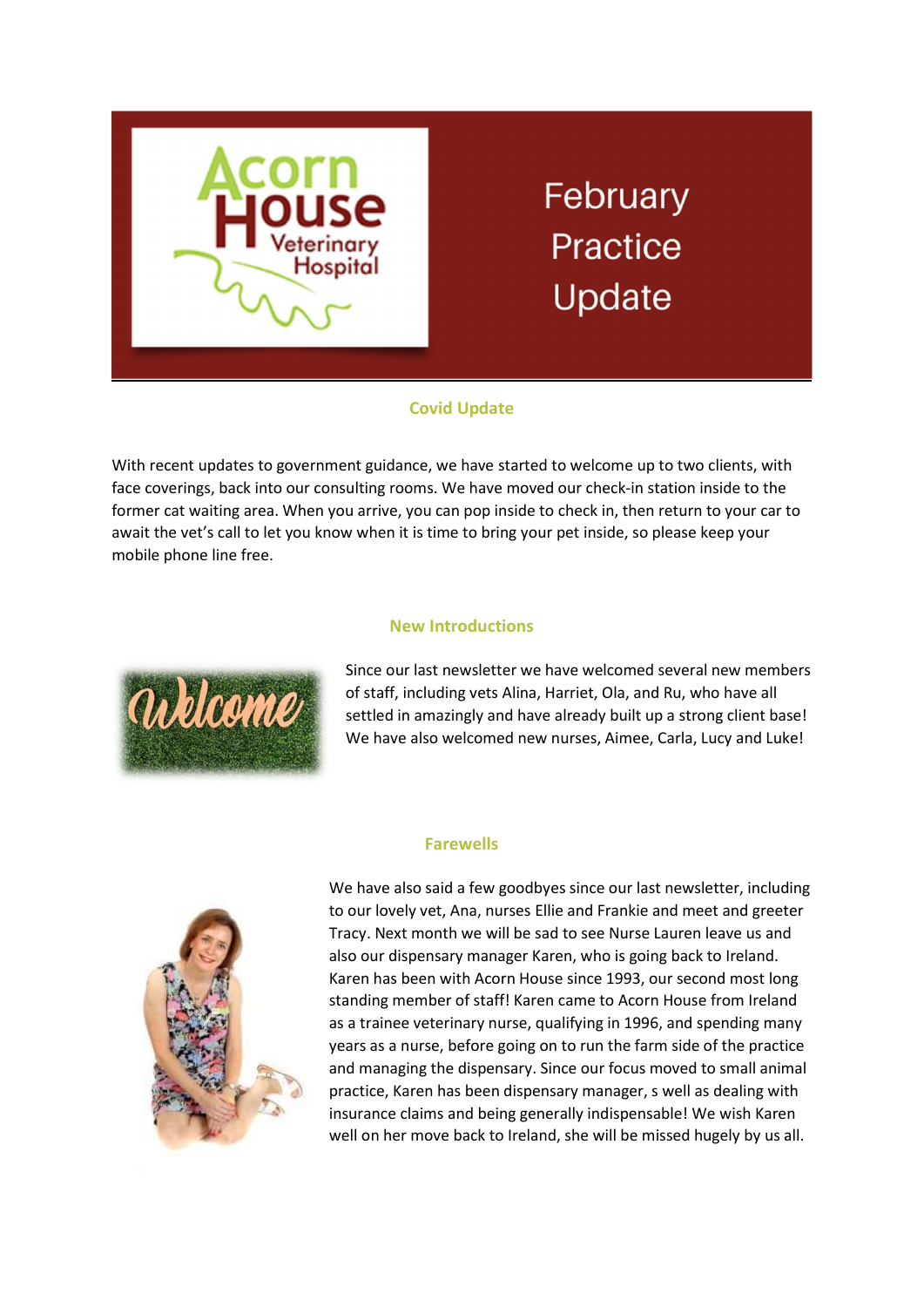# February Practice Update

## Covid Update

With recent updates to government guidance, we have started to welcome up to two clients, with face coverings, back into our consulting rooms. We have moved our check-in station inside to the former cat waiting area. When you arrive, you can pop inside to check in, then return to your car to await the vet's call to let you know when it is time to bring your pet inside, so please keep your mobile phone line free.

## New Introductions

Since our last newsletter we have welcomed several new members of staff, including vets Alina, Harriet, Ola, and Ru, who have all settled in amazingly and have already built up a strong client base! We have also welcomed new nurses, Aimee, Carla, Lucy and Luke!

## Farewells

We have also said a few goodbyes since our last newsletter, including to our lovely vet, Ana, nurses Ellie and Frankie and meet and greeter Tracy. Next month we will be sad to see Nurse Lauren leave us and also our dispensary manager Karen, who is going back to Ireland. Karen has been with Acorn House since 1993, our second most long standing member of staff! Karen came to Acorn House from Ireland as a trainee veterinary nurse, qualifying in 1996, and spending many years as a nurse, before going on to run the farm side of the practice and managing the dispensary. Since our focus moved to small animal practice, Karen has been dispensary manager, s well as dealing with insurance claims and being generally indispensable! We wish Karen well on her move back to Ireland, she will be missed hugely by us all.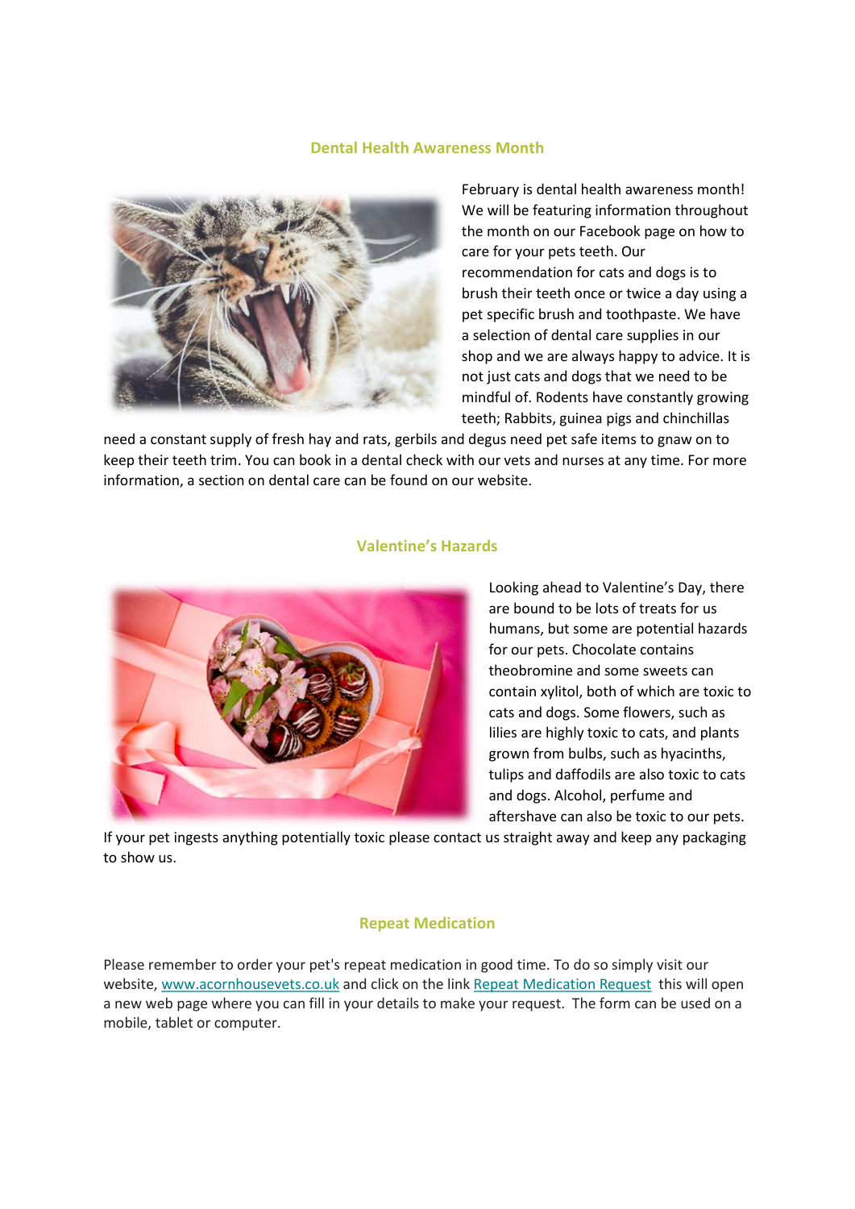## Dental Health Awareness Month

February is dental health awareness month! We will be featuring information throughout the month on our Facebook page on how to care for your pets teeth. Our recommendation for cats and dogs is to brush their teeth once or twice a day using a pet specific brush and toothpaste. We have a selection of dental care supplies in our shop and we are always happy to advice. It is not just cats and dogs that we need to be mindful of. Rodents have constantly growing teeth; Rabbits, guinea pigs and chinchillas need a constant supply of fresh hay and rats, gerbils and degus need pet safe items to gnaw on to keep their teeth trim. You can book in a dental check with our vets and nurses at any time. For more information, a section on dental care can be found on our website.

## Valentine's Hazards

Looking ahead to Valentine's Day, there are bound to be lots of treats for us humans, but some are potential hazards for our pets. Chocolate contains theobromine and some sweets can contain xylitol, both of which are toxic to cats and dogs. Some flowers, such as lilies are highly toxic to cats, and plants grown from bulbs, such as hyacinths, tulips and daffodils are also toxic to cats and dogs. Alcohol, perfume and aftershave can also be toxic to our pets. If your pet ingests anything potentially toxic please contact us straight away and keep any packaging to show us.

## Repeat Medication

Please remember to order your pet's repeat medication in good time. To do so simply visit our website, [www.acornhousevets.co.uk](http://www.acornhousevets.co.uk) and click on the link Repeat Medication Request this will open a new web page where you can fill in your details to make your request. The form can be used on a mobile, tablet or computer.